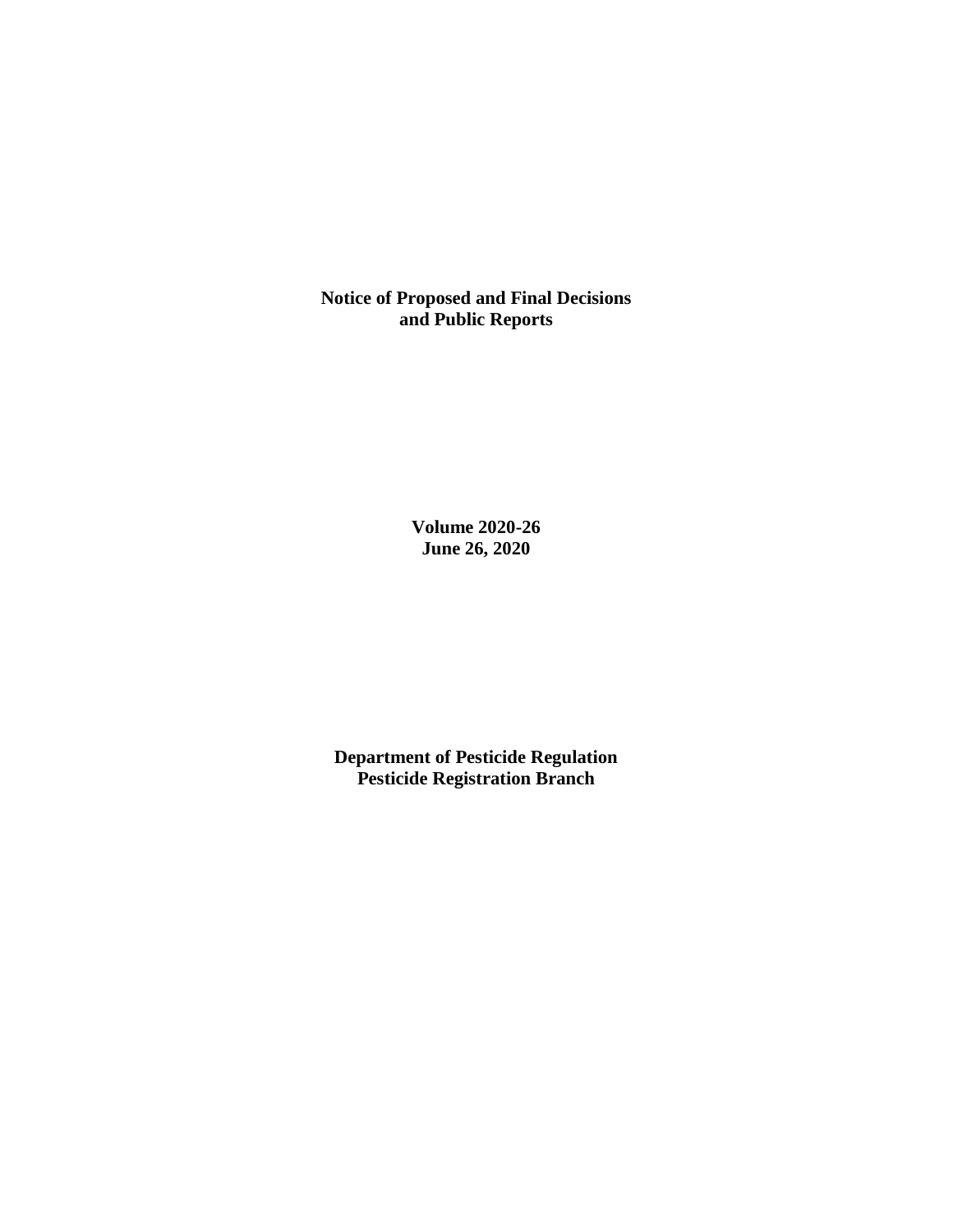# Notice of Proposed and Final Decisions and Public Reports

**Volume 2020-26**
**June 26, 2020**

**Department of Pesticide Regulation**
**Pesticide Registration Branch**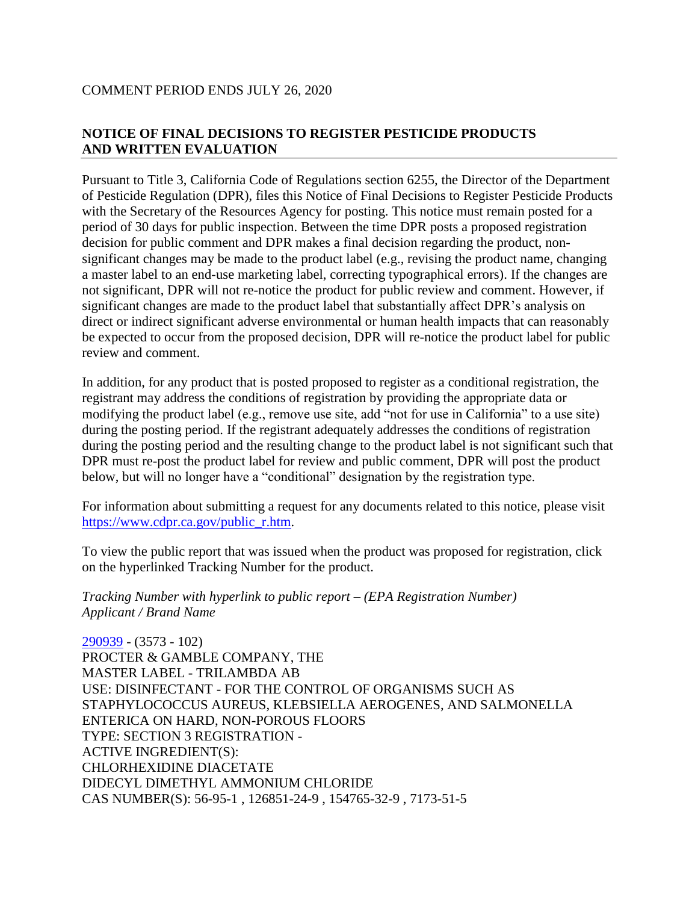COMMENT PERIOD ENDS JULY 26, 2020

## NOTICE OF FINAL DECISIONS TO REGISTER PESTICIDE PRODUCTS AND WRITTEN EVALUATION

Pursuant to Title 3, California Code of Regulations section 6255, the Director of the Department of Pesticide Regulation (DPR), files this Notice of Final Decisions to Register Pesticide Products with the Secretary of the Resources Agency for posting. This notice must remain posted for a period of 30 days for public inspection. Between the time DPR posts a proposed registration decision for public comment and DPR makes a final decision regarding the product, non-significant changes may be made to the product label (e.g., revising the product name, changing a master label to an end-use marketing label, correcting typographical errors). If the changes are not significant, DPR will not re-notice the product for public review and comment. However, if significant changes are made to the product label that substantially affect DPR's analysis on direct or indirect significant adverse environmental or human health impacts that can reasonably be expected to occur from the proposed decision, DPR will re-notice the product label for public review and comment.

In addition, for any product that is posted proposed to register as a conditional registration, the registrant may address the conditions of registration by providing the appropriate data or modifying the product label (e.g., remove use site, add "not for use in California" to a use site) during the posting period. If the registrant adequately addresses the conditions of registration during the posting period and the resulting change to the product label is not significant such that DPR must re-post the product label for review and public comment, DPR will post the product below, but will no longer have a "conditional" designation by the registration type.

For information about submitting a request for any documents related to this notice, please visit https://www.cdpr.ca.gov/public_r.htm.

To view the public report that was issued when the product was proposed for registration, click on the hyperlinked Tracking Number for the product.

*Tracking Number with hyperlink to public report – (EPA Registration Number)*
*Applicant / Brand Name*

290939 - (3573 - 102)
PROCTER & GAMBLE COMPANY, THE
MASTER LABEL - TRILAMBDA AB
USE: DISINFECTANT - FOR THE CONTROL OF ORGANISMS SUCH AS STAPHYLOCOCCUS AUREUS, KLEBSIELLA AEROGENES, AND SALMONELLA ENTERICA ON HARD, NON-POROUS FLOORS
TYPE: SECTION 3 REGISTRATION -
ACTIVE INGREDIENT(S):
CHLORHEXIDINE DIACETATE
DIDECYL DIMETHYL AMMONIUM CHLORIDE
CAS NUMBER(S): 56-95-1 , 126851-24-9 , 154765-32-9 , 7173-51-5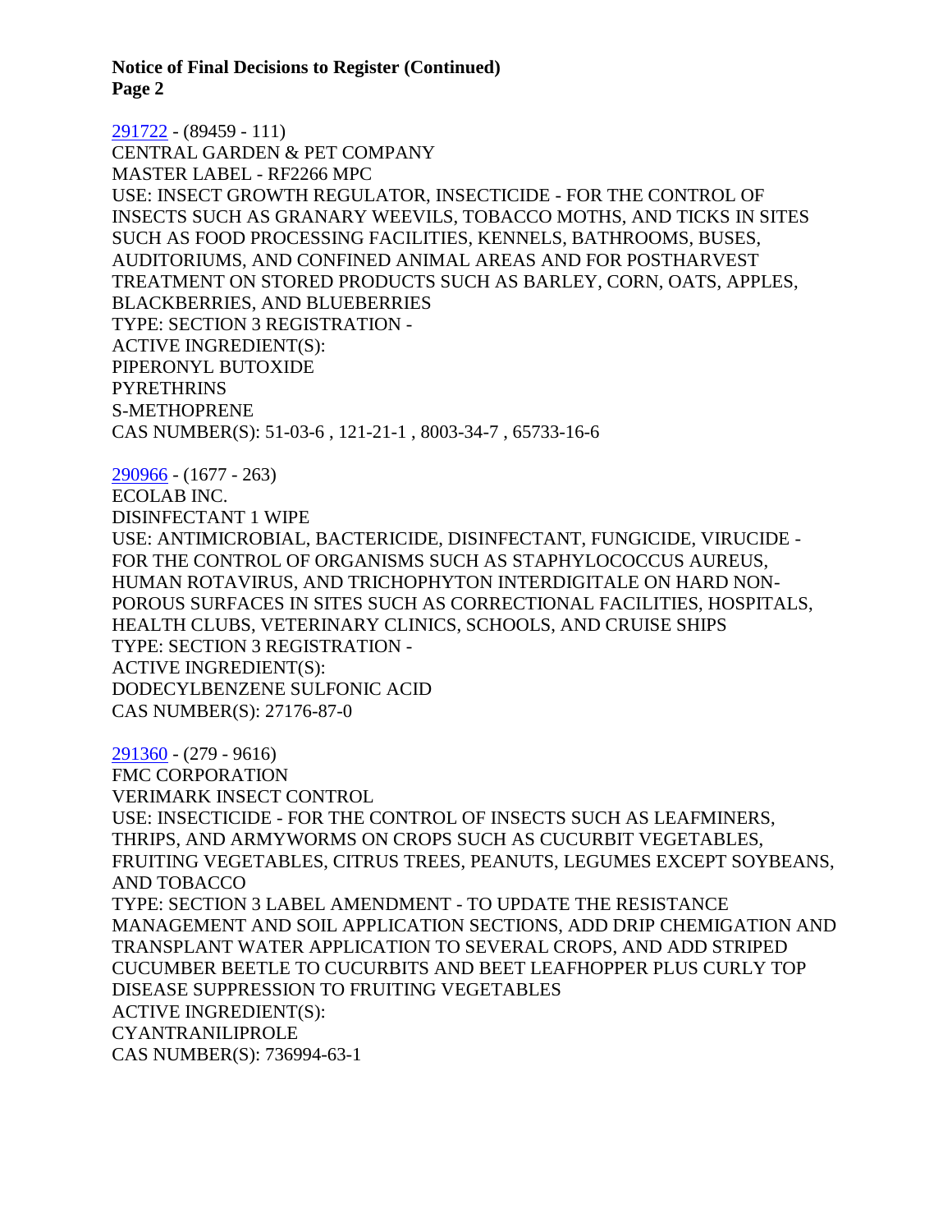**Notice of Final Decisions to Register (Continued)**
**Page 2**

291722 - (89459 - 111)
CENTRAL GARDEN & PET COMPANY
MASTER LABEL - RF2266 MPC
USE: INSECT GROWTH REGULATOR, INSECTICIDE - FOR THE CONTROL OF INSECTS SUCH AS GRANARY WEEVILS, TOBACCO MOTHS, AND TICKS IN SITES SUCH AS FOOD PROCESSING FACILITIES, KENNELS, BATHROOMS, BUSES, AUDITORIUMS, AND CONFINED ANIMAL AREAS AND FOR POSTHARVEST TREATMENT ON STORED PRODUCTS SUCH AS BARLEY, CORN, OATS, APPLES, BLACKBERRIES, AND BLUEBERRIES
TYPE: SECTION 3 REGISTRATION -
ACTIVE INGREDIENT(S):
PIPERONYL BUTOXIDE
PYRETHRINS
S-METHOPRENE
CAS NUMBER(S): 51-03-6 , 121-21-1 , 8003-34-7 , 65733-16-6

290966 - (1677 - 263)
ECOLAB INC.
DISINFECTANT 1 WIPE
USE: ANTIMICROBIAL, BACTERICIDE, DISINFECTANT, FUNGICIDE, VIRUCIDE - FOR THE CONTROL OF ORGANISMS SUCH AS STAPHYLOCOCCUS AUREUS, HUMAN ROTAVIRUS, AND TRICHOPHYTON INTERDIGITALE ON HARD NON-POROUS SURFACES IN SITES SUCH AS CORRECTIONAL FACILITIES, HOSPITALS, HEALTH CLUBS, VETERINARY CLINICS, SCHOOLS, AND CRUISE SHIPS
TYPE: SECTION 3 REGISTRATION -
ACTIVE INGREDIENT(S):
DODECYLBENZENE SULFONIC ACID
CAS NUMBER(S): 27176-87-0

291360 - (279 - 9616)
FMC CORPORATION
VERIMARK INSECT CONTROL
USE: INSECTICIDE - FOR THE CONTROL OF INSECTS SUCH AS LEAFMINERS, THRIPS, AND ARMYWORMS ON CROPS SUCH AS CUCURBIT VEGETABLES, FRUITING VEGETABLES, CITRUS TREES, PEANUTS, LEGUMES EXCEPT SOYBEANS, AND TOBACCO
TYPE: SECTION 3 LABEL AMENDMENT - TO UPDATE THE RESISTANCE MANAGEMENT AND SOIL APPLICATION SECTIONS, ADD DRIP CHEMIGATION AND TRANSPLANT WATER APPLICATION TO SEVERAL CROPS, AND ADD STRIPED CUCUMBER BEETLE TO CUCURBITS AND BEET LEAFHOPPER PLUS CURLY TOP DISEASE SUPPRESSION TO FRUITING VEGETABLES
ACTIVE INGREDIENT(S):
CYANTRANILIPROLE
CAS NUMBER(S): 736994-63-1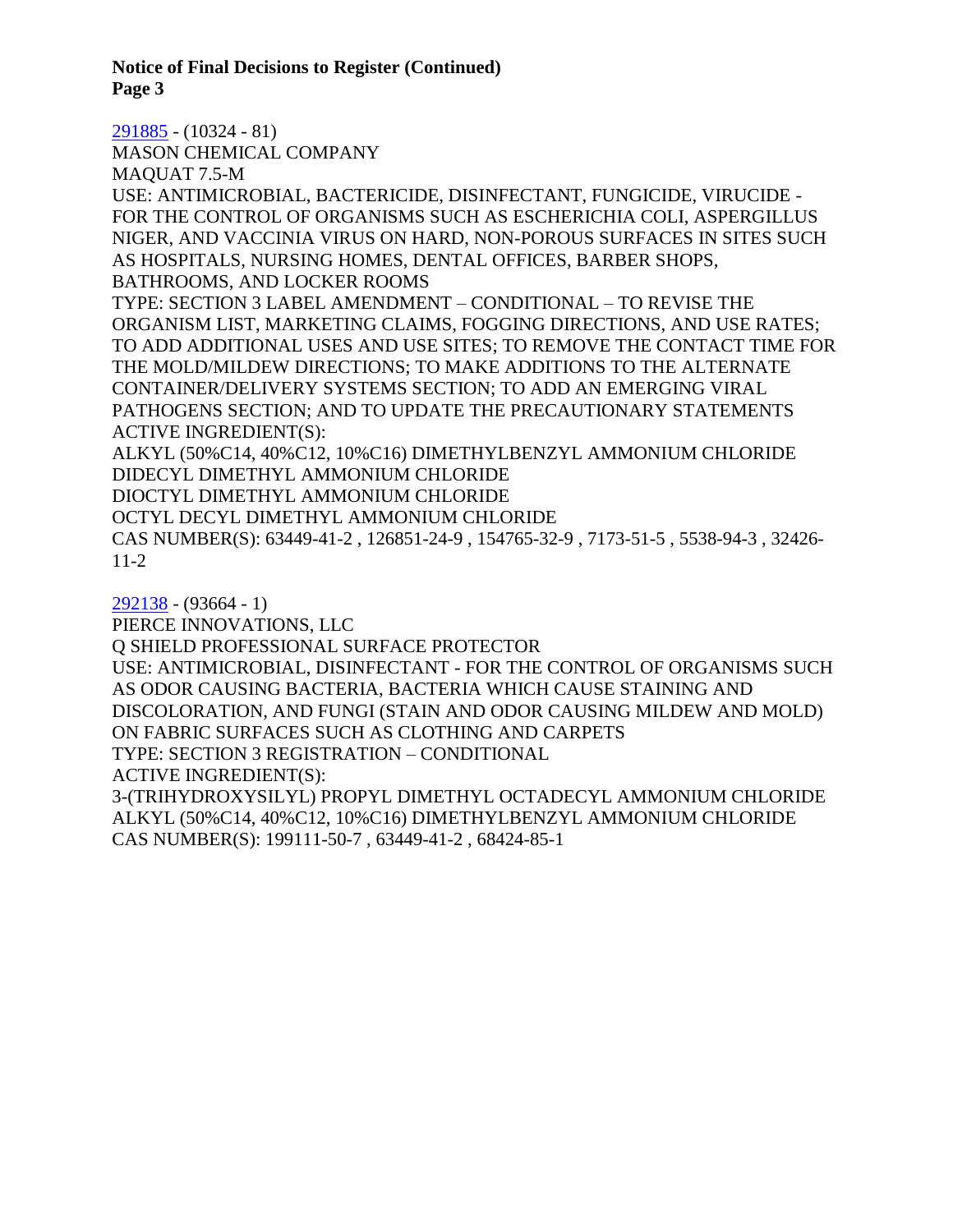291885 - (10324 - 81)
MASON CHEMICAL COMPANY
MAQUAT 7.5-M
USE: ANTIMICROBIAL, BACTERICIDE, DISINFECTANT, FUNGICIDE, VIRUCIDE - FOR THE CONTROL OF ORGANISMS SUCH AS ESCHERICHIA COLI, ASPERGILLUS NIGER, AND VACCINIA VIRUS ON HARD, NON-POROUS SURFACES IN SITES SUCH AS HOSPITALS, NURSING HOMES, DENTAL OFFICES, BARBER SHOPS, BATHROOMS, AND LOCKER ROOMS
TYPE: SECTION 3 LABEL AMENDMENT – CONDITIONAL – TO REVISE THE ORGANISM LIST, MARKETING CLAIMS, FOGGING DIRECTIONS, AND USE RATES; TO ADD ADDITIONAL USES AND USE SITES; TO REMOVE THE CONTACT TIME FOR THE MOLD/MILDEW DIRECTIONS; TO MAKE ADDITIONS TO THE ALTERNATE CONTAINER/DELIVERY SYSTEMS SECTION; TO ADD AN EMERGING VIRAL PATHOGENS SECTION; AND TO UPDATE THE PRECAUTIONARY STATEMENTS
ACTIVE INGREDIENT(S):
ALKYL (50%C14, 40%C12, 10%C16) DIMETHYLBENZYL AMMONIUM CHLORIDE
DIDECYL DIMETHYL AMMONIUM CHLORIDE
DIOCTYL DIMETHYL AMMONIUM CHLORIDE
OCTYL DECYL DIMETHYL AMMONIUM CHLORIDE
CAS NUMBER(S): 63449-41-2 , 126851-24-9 , 154765-32-9 , 7173-51-5 , 5538-94-3 , 32426-11-2

292138 - (93664 - 1)
PIERCE INNOVATIONS, LLC
Q SHIELD PROFESSIONAL SURFACE PROTECTOR
USE: ANTIMICROBIAL, DISINFECTANT - FOR THE CONTROL OF ORGANISMS SUCH AS ODOR CAUSING BACTERIA, BACTERIA WHICH CAUSE STAINING AND DISCOLORATION, AND FUNGI (STAIN AND ODOR CAUSING MILDEW AND MOLD) ON FABRIC SURFACES SUCH AS CLOTHING AND CARPETS
TYPE: SECTION 3 REGISTRATION – CONDITIONAL
ACTIVE INGREDIENT(S):
3-(TRIHYDROXYSILYL) PROPYL DIMETHYL OCTADECYL AMMONIUM CHLORIDE
ALKYL (50%C14, 40%C12, 10%C16) DIMETHYLBENZYL AMMONIUM CHLORIDE
CAS NUMBER(S): 199111-50-7 , 63449-41-2 , 68424-85-1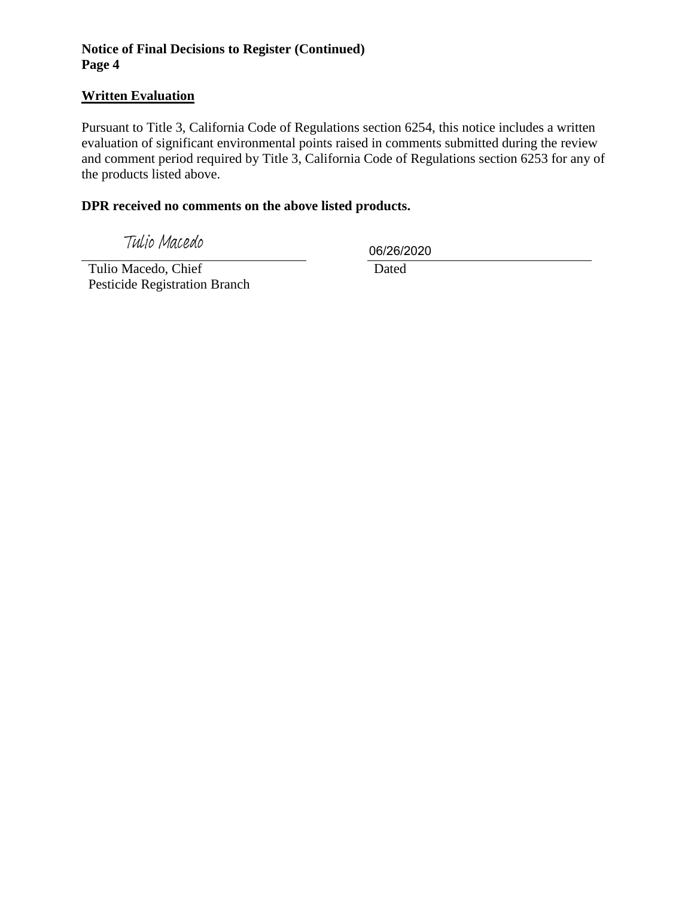**Notice of Final Decisions to Register (Continued)**
**Page 4**

## Written Evaluation

Pursuant to Title 3, California Code of Regulations section 6254, this notice includes a written evaluation of significant environmental points raised in comments submitted during the review and comment period required by Title 3, California Code of Regulations section 6253 for any of the products listed above.

**DPR received no comments on the above listed products.**

Tulio Macedo

Tulio Macedo, Chief
Pesticide Registration Branch

06/26/2020

Dated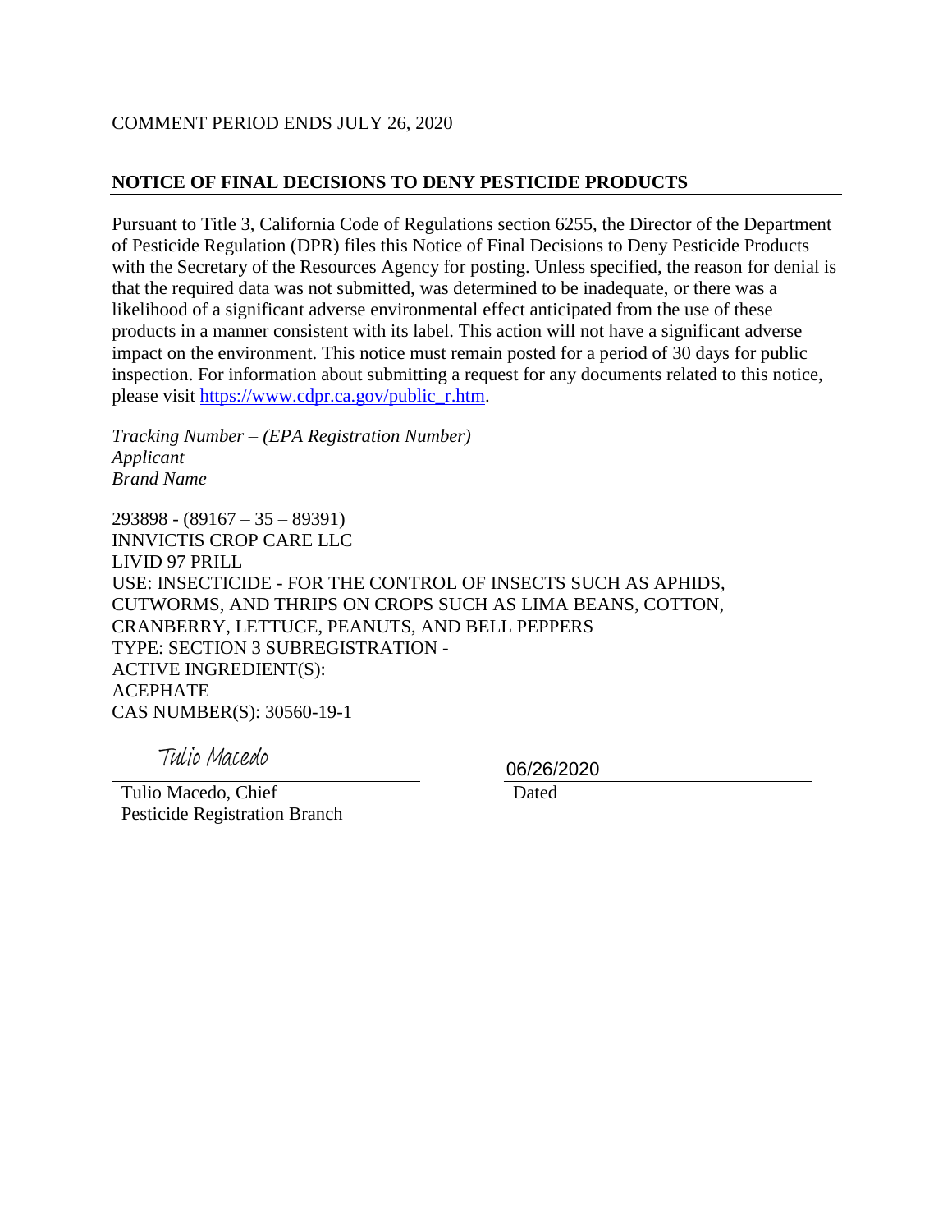COMMENT PERIOD ENDS JULY 26, 2020

## NOTICE OF FINAL DECISIONS TO DENY PESTICIDE PRODUCTS

Pursuant to Title 3, California Code of Regulations section 6255, the Director of the Department of Pesticide Regulation (DPR) files this Notice of Final Decisions to Deny Pesticide Products with the Secretary of the Resources Agency for posting. Unless specified, the reason for denial is that the required data was not submitted, was determined to be inadequate, or there was a likelihood of a significant adverse environmental effect anticipated from the use of these products in a manner consistent with its label. This action will not have a significant adverse impact on the environment. This notice must remain posted for a period of 30 days for public inspection. For information about submitting a request for any documents related to this notice, please visit https://www.cdpr.ca.gov/public_r.htm.

*Tracking Number – (EPA Registration Number)*
*Applicant*
*Brand Name*

293898 - (89167 – 35 – 89391)
INNVICTIS CROP CARE LLC
LIVID 97 PRILL
USE: INSECTICIDE - FOR THE CONTROL OF INSECTS SUCH AS APHIDS, CUTWORMS, AND THRIPS ON CROPS SUCH AS LIMA BEANS, COTTON, CRANBERRY, LETTUCE, PEANUTS, AND BELL PEPPERS
TYPE: SECTION 3 SUBREGISTRATION -
ACTIVE INGREDIENT(S):
ACEPHATE
CAS NUMBER(S): 30560-19-1

Tulio Macedo

Tulio Macedo, Chief
Pesticide Registration Branch

06/26/2020
Dated